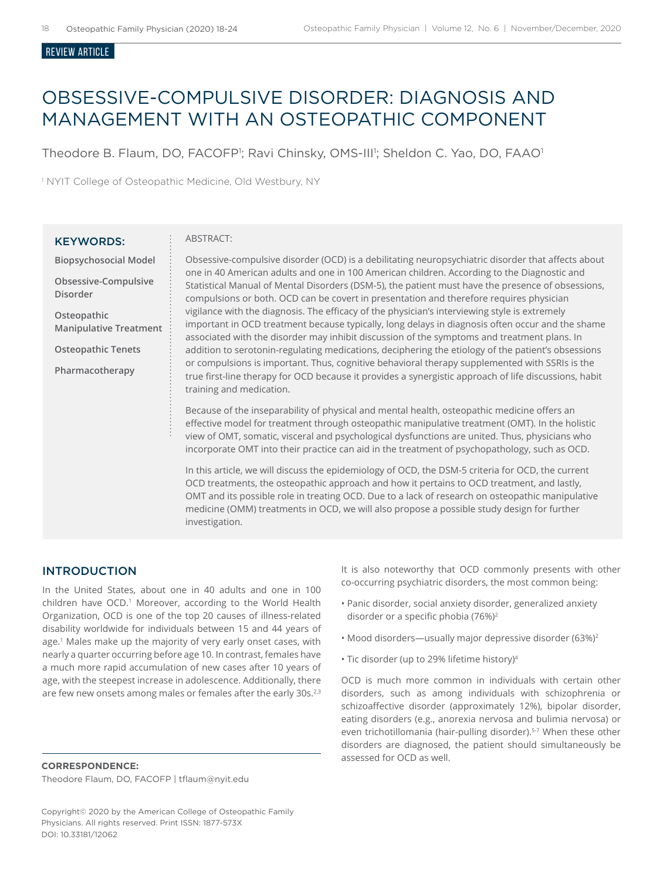REVIEW ARTICLE

# OBSESSIVE-COMPULSIVE DISORDER: DIAGNOSIS AND MANAGEMENT WITH AN OSTEOPATHIC COMPONENT

Theodore B. Flaum, DO, FACOFP[1]; Ravi Chinsky, OMS-III[1]; Sheldon C. Yao, DO, FAAO[1]

[1] NYIT College of Osteopathic Medicine, Old Westbury, NY

**KEYWORDS:**

**Biopsychosocial Model**

**Obsessive-Compulsive Disorder**

**Osteopathic Manipulative Treatment**

**Osteopathic Tenets**

**Pharmacotherapy**

ABSTRACT:

Obsessive-compulsive disorder (OCD) is a debilitating neuropsychiatric disorder that affects about one in 40 American adults and one in 100 American children. According to the Diagnostic and Statistical Manual of Mental Disorders (DSM-5), the patient must have the presence of obsessions, compulsions or both. OCD can be covert in presentation and therefore requires physician vigilance with the diagnosis. The efficacy of the physician's interviewing style is extremely important in OCD treatment because typically, long delays in diagnosis often occur and the shame associated with the disorder may inhibit discussion of the symptoms and treatment plans. In addition to serotonin-regulating medications, deciphering the etiology of the patient's obsessions or compulsions is important. Thus, cognitive behavioral therapy supplemented with SSRIs is the true first-line therapy for OCD because it provides a synergistic approach of life discussions, habit training and medication.

Because of the inseparability of physical and mental health, osteopathic medicine offers an effective model for treatment through osteopathic manipulative treatment (OMT). In the holistic view of OMT, somatic, visceral and psychological dysfunctions are united. Thus, physicians who incorporate OMT into their practice can aid in the treatment of psychopathology, such as OCD.

In this article, we will discuss the epidemiology of OCD, the DSM-5 criteria for OCD, the current OCD treatments, the osteopathic approach and how it pertains to OCD treatment, and lastly, OMT and its possible role in treating OCD. Due to a lack of research on osteopathic manipulative medicine (OMM) treatments in OCD, we will also propose a possible study design for further investigation.

## INTRODUCTION

In the United States, about one in 40 adults and one in 100 children have OCD.[1] Moreover, according to the World Health Organization, OCD is one of the top 20 causes of illness-related disability worldwide for individuals between 15 and 44 years of age.[1] Males make up the majority of very early onset cases, with nearly a quarter occurring before age 10. In contrast, females have a much more rapid accumulation of new cases after 10 years of age, with the steepest increase in adolescence. Additionally, there are few new onsets among males or females after the early 30s.[2,3]

It is also noteworthy that OCD commonly presents with other co-occurring psychiatric disorders, the most common being:

- Panic disorder, social anxiety disorder, generalized anxiety disorder or a specific phobia (76%)[2]
- Mood disorders—usually major depressive disorder (63%)[2]
- Tic disorder (up to 29% lifetime history)[4]

OCD is much more common in individuals with certain other disorders, such as among individuals with schizophrenia or schizoaffective disorder (approximately 12%), bipolar disorder, eating disorders (e.g., anorexia nervosa and bulimia nervosa) or even trichotillomania (hair-pulling disorder).[5-7] When these other disorders are diagnosed, the patient should simultaneously be assessed for OCD as well.

**CORRESPONDENCE:**
Theodore Flaum, DO, FACOFP | tflaum@nyit.edu

Copyright© 2020 by the American College of Osteopathic Family Physicians. All rights reserved. Print ISSN: 1877-573X
DOI: 10.33181/12062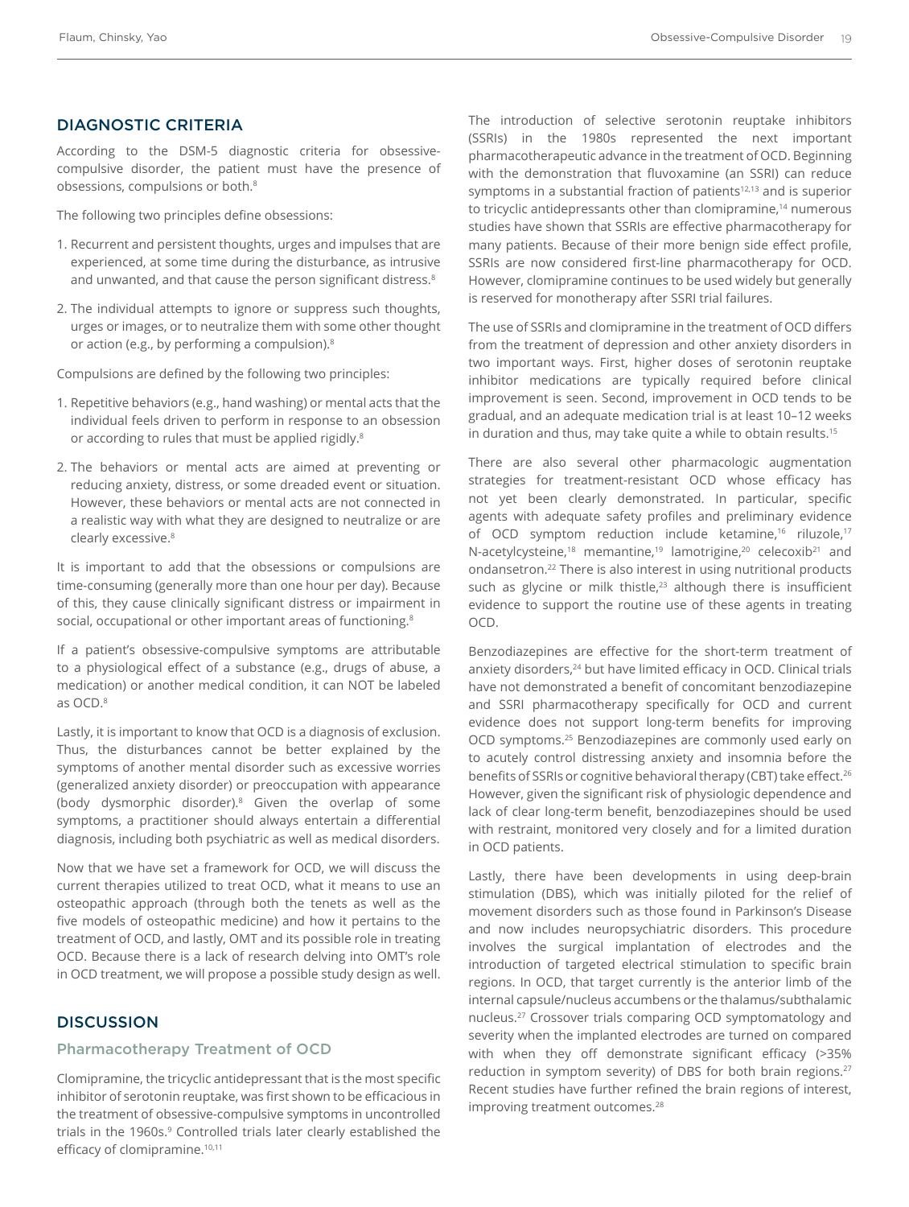## DIAGNOSTIC CRITERIA

According to the DSM-5 diagnostic criteria for obsessive-compulsive disorder, the patient must have the presence of obsessions, compulsions or both.[8]

The following two principles define obsessions:

1. Recurrent and persistent thoughts, urges and impulses that are experienced, at some time during the disturbance, as intrusive and unwanted, and that cause the person significant distress.[8]
2. The individual attempts to ignore or suppress such thoughts, urges or images, or to neutralize them with some other thought or action (e.g., by performing a compulsion).[8]

Compulsions are defined by the following two principles:

1. Repetitive behaviors (e.g., hand washing) or mental acts that the individual feels driven to perform in response to an obsession or according to rules that must be applied rigidly.[8]
2. The behaviors or mental acts are aimed at preventing or reducing anxiety, distress, or some dreaded event or situation. However, these behaviors or mental acts are not connected in a realistic way with what they are designed to neutralize or are clearly excessive.[8]

It is important to add that the obsessions or compulsions are time-consuming (generally more than one hour per day). Because of this, they cause clinically significant distress or impairment in social, occupational or other important areas of functioning.[8]

If a patient's obsessive-compulsive symptoms are attributable to a physiological effect of a substance (e.g., drugs of abuse, a medication) or another medical condition, it can NOT be labeled as OCD.[8]

Lastly, it is important to know that OCD is a diagnosis of exclusion. Thus, the disturbances cannot be better explained by the symptoms of another mental disorder such as excessive worries (generalized anxiety disorder) or preoccupation with appearance (body dysmorphic disorder).[8] Given the overlap of some symptoms, a practitioner should always entertain a differential diagnosis, including both psychiatric as well as medical disorders.

Now that we have set a framework for OCD, we will discuss the current therapies utilized to treat OCD, what it means to use an osteopathic approach (through both the tenets as well as the five models of osteopathic medicine) and how it pertains to the treatment of OCD, and lastly, OMT and its possible role in treating OCD. Because there is a lack of research delving into OMT's role in OCD treatment, we will propose a possible study design as well.

## DISCUSSION

### Pharmacotherapy Treatment of OCD

Clomipramine, the tricyclic antidepressant that is the most specific inhibitor of serotonin reuptake, was first shown to be efficacious in the treatment of obsessive-compulsive symptoms in uncontrolled trials in the 1960s.[9] Controlled trials later clearly established the efficacy of clomipramine.[10,11]

The introduction of selective serotonin reuptake inhibitors (SSRIs) in the 1980s represented the next important pharmacotherapeutic advance in the treatment of OCD. Beginning with the demonstration that fluvoxamine (an SSRI) can reduce symptoms in a substantial fraction of patients[12,13] and is superior to tricyclic antidepressants other than clomipramine,[14] numerous studies have shown that SSRIs are effective pharmacotherapy for many patients. Because of their more benign side effect profile, SSRIs are now considered first-line pharmacotherapy for OCD. However, clomipramine continues to be used widely but generally is reserved for monotherapy after SSRI trial failures.

The use of SSRIs and clomipramine in the treatment of OCD differs from the treatment of depression and other anxiety disorders in two important ways. First, higher doses of serotonin reuptake inhibitor medications are typically required before clinical improvement is seen. Second, improvement in OCD tends to be gradual, and an adequate medication trial is at least 10–12 weeks in duration and thus, may take quite a while to obtain results.[15]

There are also several other pharmacologic augmentation strategies for treatment-resistant OCD whose efficacy has not yet been clearly demonstrated. In particular, specific agents with adequate safety profiles and preliminary evidence of OCD symptom reduction include ketamine,[16] riluzole,[17] N-acetylcysteine,[18] memantine,[19] lamotrigine,[20] celecoxib[21] and ondansetron.[22] There is also interest in using nutritional products such as glycine or milk thistle,[23] although there is insufficient evidence to support the routine use of these agents in treating OCD.

Benzodiazepines are effective for the short-term treatment of anxiety disorders,[24] but have limited efficacy in OCD. Clinical trials have not demonstrated a benefit of concomitant benzodiazepine and SSRI pharmacotherapy specifically for OCD and current evidence does not support long-term benefits for improving OCD symptoms.[25] Benzodiazepines are commonly used early on to acutely control distressing anxiety and insomnia before the benefits of SSRIs or cognitive behavioral therapy (CBT) take effect.[26] However, given the significant risk of physiologic dependence and lack of clear long-term benefit, benzodiazepines should be used with restraint, monitored very closely and for a limited duration in OCD patients.

Lastly, there have been developments in using deep-brain stimulation (DBS), which was initially piloted for the relief of movement disorders such as those found in Parkinson's Disease and now includes neuropsychiatric disorders. This procedure involves the surgical implantation of electrodes and the introduction of targeted electrical stimulation to specific brain regions. In OCD, that target currently is the anterior limb of the internal capsule/nucleus accumbens or the thalamus/subthalamic nucleus.[27] Crossover trials comparing OCD symptomatology and severity when the implanted electrodes are turned on compared with when they off demonstrate significant efficacy (>35% reduction in symptom severity) of DBS for both brain regions.[27] Recent studies have further refined the brain regions of interest, improving treatment outcomes.[28]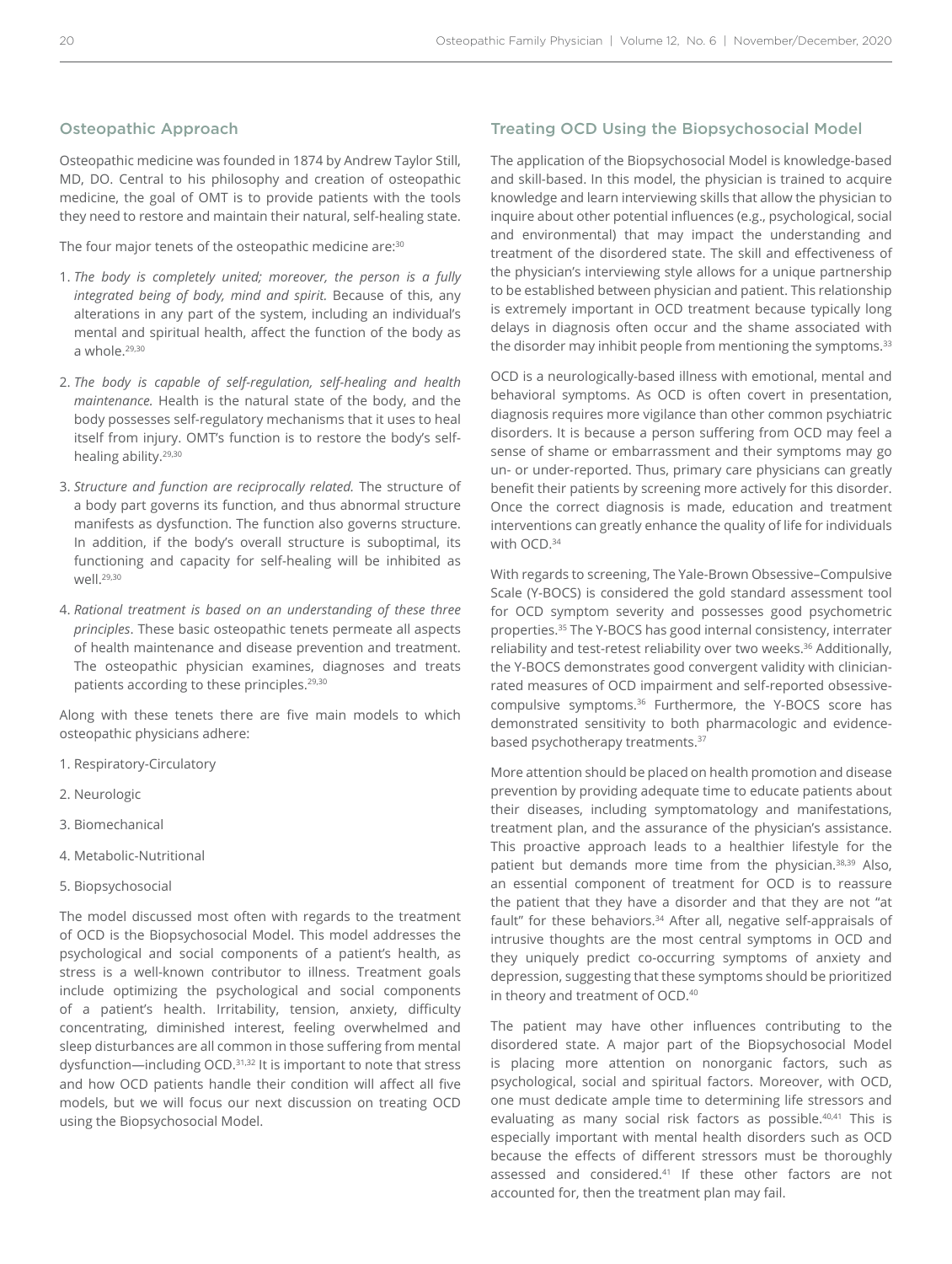## Osteopathic Approach

Osteopathic medicine was founded in 1874 by Andrew Taylor Still, MD, DO. Central to his philosophy and creation of osteopathic medicine, the goal of OMT is to provide patients with the tools they need to restore and maintain their natural, self-healing state.

The four major tenets of the osteopathic medicine are:[30]

1. *The body is completely united; moreover, the person is a fully integrated being of body, mind and spirit.* Because of this, any alterations in any part of the system, including an individual's mental and spiritual health, affect the function of the body as a whole.[29,30]
2. *The body is capable of self-regulation, self-healing and health maintenance.* Health is the natural state of the body, and the body possesses self-regulatory mechanisms that it uses to heal itself from injury. OMT's function is to restore the body's self-healing ability.[29,30]
3. *Structure and function are reciprocally related.* The structure of a body part governs its function, and thus abnormal structure manifests as dysfunction. The function also governs structure. In addition, if the body's overall structure is suboptimal, its functioning and capacity for self-healing will be inhibited as well.[29,30]
4. *Rational treatment is based on an understanding of these three principles*. These basic osteopathic tenets permeate all aspects of health maintenance and disease prevention and treatment. The osteopathic physician examines, diagnoses and treats patients according to these principles.[29,30]

Along with these tenets there are five main models to which osteopathic physicians adhere:

1. Respiratory-Circulatory
2. Neurologic
3. Biomechanical
4. Metabolic-Nutritional
5. Biopsychosocial

The model discussed most often with regards to the treatment of OCD is the Biopsychosocial Model. This model addresses the psychological and social components of a patient's health, as stress is a well-known contributor to illness. Treatment goals include optimizing the psychological and social components of a patient's health. Irritability, tension, anxiety, difficulty concentrating, diminished interest, feeling overwhelmed and sleep disturbances are all common in those suffering from mental dysfunction—including OCD.[31,32] It is important to note that stress and how OCD patients handle their condition will affect all five models, but we will focus our next discussion on treating OCD using the Biopsychosocial Model.

## Treating OCD Using the Biopsychosocial Model

The application of the Biopsychosocial Model is knowledge-based and skill-based. In this model, the physician is trained to acquire knowledge and learn interviewing skills that allow the physician to inquire about other potential influences (e.g., psychological, social and environmental) that may impact the understanding and treatment of the disordered state. The skill and effectiveness of the physician's interviewing style allows for a unique partnership to be established between physician and patient. This relationship is extremely important in OCD treatment because typically long delays in diagnosis often occur and the shame associated with the disorder may inhibit people from mentioning the symptoms.[33]

OCD is a neurologically-based illness with emotional, mental and behavioral symptoms. As OCD is often covert in presentation, diagnosis requires more vigilance than other common psychiatric disorders. It is because a person suffering from OCD may feel a sense of shame or embarrassment and their symptoms may go un- or under-reported. Thus, primary care physicians can greatly benefit their patients by screening more actively for this disorder. Once the correct diagnosis is made, education and treatment interventions can greatly enhance the quality of life for individuals with OCD.[34]

With regards to screening, The Yale-Brown Obsessive–Compulsive Scale (Y-BOCS) is considered the gold standard assessment tool for OCD symptom severity and possesses good psychometric properties.[35] The Y-BOCS has good internal consistency, interrater reliability and test-retest reliability over two weeks.[36] Additionally, the Y-BOCS demonstrates good convergent validity with clinician-rated measures of OCD impairment and self-reported obsessive-compulsive symptoms.[36] Furthermore, the Y-BOCS score has demonstrated sensitivity to both pharmacologic and evidence-based psychotherapy treatments.[37]

More attention should be placed on health promotion and disease prevention by providing adequate time to educate patients about their diseases, including symptomatology and manifestations, treatment plan, and the assurance of the physician's assistance. This proactive approach leads to a healthier lifestyle for the patient but demands more time from the physician.[38,39] Also, an essential component of treatment for OCD is to reassure the patient that they have a disorder and that they are not "at fault" for these behaviors.[34] After all, negative self-appraisals of intrusive thoughts are the most central symptoms in OCD and they uniquely predict co-occurring symptoms of anxiety and depression, suggesting that these symptoms should be prioritized in theory and treatment of OCD.[40]

The patient may have other influences contributing to the disordered state. A major part of the Biopsychosocial Model is placing more attention on nonorganic factors, such as psychological, social and spiritual factors. Moreover, with OCD, one must dedicate ample time to determining life stressors and evaluating as many social risk factors as possible.[40,41] This is especially important with mental health disorders such as OCD because the effects of different stressors must be thoroughly assessed and considered.[41] If these other factors are not accounted for, then the treatment plan may fail.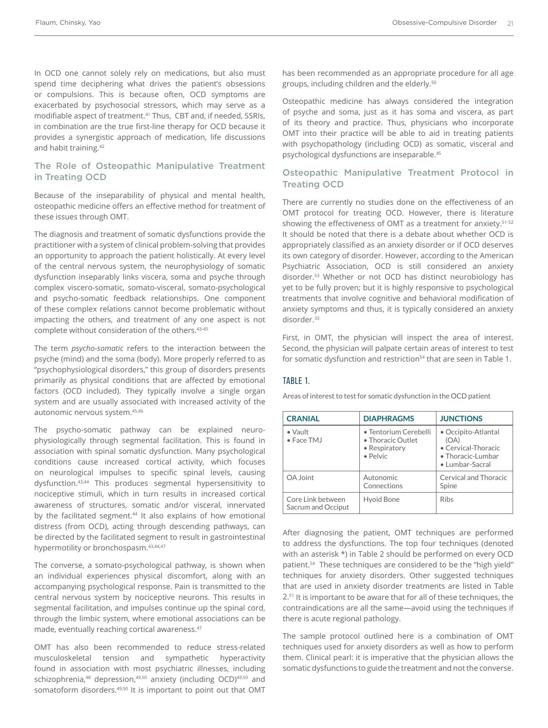In OCD one cannot solely rely on medications, but also must spend time deciphering what drives the patient's obsessions or compulsions. This is because often, OCD symptoms are exacerbated by psychosocial stressors, which may serve as a modifiable aspect of treatment.[41] Thus, CBT and, if needed, SSRIs, in combination are the true first-line therapy for OCD because it provides a synergistic approach of medication, life discussions and habit training.[42]

## The Role of Osteopathic Manipulative Treatment in Treating OCD

Because of the inseparability of physical and mental health, osteopathic medicine offers an effective method for treatment of these issues through OMT.

The diagnosis and treatment of somatic dysfunctions provide the practitioner with a system of clinical problem-solving that provides an opportunity to approach the patient holistically. At every level of the central nervous system, the neurophysiology of somatic dysfunction inseparably links viscera, soma and psyche through complex viscero-somatic, somato-visceral, somato-psychological and psycho-somatic feedback relationships. One component of these complex relations cannot become problematic without impacting the others, and treatment of any one aspect is not complete without consideration of the others.[43-45]

The term *psycho-somatic* refers to the interaction between the psyche (mind) and the soma (body). More properly referred to as "psychophysiological disorders," this group of disorders presents primarily as physical conditions that are affected by emotional factors (OCD included). They typically involve a single organ system and are usually associated with increased activity of the autonomic nervous system.[45,46]

The psycho-somatic pathway can be explained neurophysiologically through segmental facilitation. This is found in association with spinal somatic dysfunction. Many psychological conditions cause increased cortical activity, which focuses on neurological impulses to specific spinal levels, causing dysfunction.[43,44] This produces segmental hypersensitivity to nociceptive stimuli, which in turn results in increased cortical awareness of structures, somatic and/or visceral, innervated by the facilitated segment.[44] It also explains of how emotional distress (from OCD), acting through descending pathways, can be directed by the facilitated segment to result in gastrointestinal hypermotility or bronchospasm.[43,44,47]

The converse, a somato-psychological pathway, is shown when an individual experiences physical discomfort, along with an accompanying psychological response. Pain is transmitted to the central nervous system by nociceptive neurons. This results in segmental facilitation, and impulses continue up the spinal cord, through the limbic system, where emotional associations can be made, eventually reaching cortical awareness.[47]

OMT has also been recommended to reduce stress-related musculoskeletal tension and sympathetic hyperactivity found in association with most psychiatric illnesses, including schizophrenia,[48] depression,[49,50] anxiety (including OCD)[49,50] and somatoform disorders.[49,50] It is important to point out that OMT has been recommended as an appropriate procedure for all age groups, including children and the elderly.[50]

Osteopathic medicine has always considered the integration of psyche and soma, just as it has soma and viscera, as part of its theory and practice. Thus, physicians who incorporate OMT into their practice will be able to aid in treating patients with psychopathology (including OCD) as somatic, visceral and psychological dysfunctions are inseparable.[45]

## Osteopathic Manipulative Treatment Protocol in Treating OCD

There are currently no studies done on the effectiveness of an OMT protocol for treating OCD. However, there is literature showing the effectiveness of OMT as a treatment for anxiety.[51-52] It should be noted that there is a debate about whether OCD is appropriately classified as an anxiety disorder or if OCD deserves its own category of disorder. However, according to the American Psychiatric Association, OCD is still considered an anxiety disorder.[53] Whether or not OCD has distinct neurobiology has yet to be fully proven; but it is highly responsive to psychological treatments that involve cognitive and behavioral modification of anxiety symptoms and thus, it is typically considered an anxiety disorder.[33]

First, in OMT, the physician will inspect the area of interest. Second, the physician will palpate certain areas of interest to test for somatic dysfunction and restriction[54] that are seen in Table 1.

### TABLE 1.

Areas of interest to test for somatic dysfunction in the OCD patient

| CRANIAL | DIAPHRAGMS | JUNCTIONS |
|---|---|---|
| • Vault<br>• Face TMJ | • Tentorium Cerebelli<br>• Thoracic Outlet<br>• Respiratory<br>• Pelvic | • Occipito-Atlantal (OA)<br>• Cervical-Thoracic<br>• Thoracic-Lumbar<br>• Lumbar-Sacral |
| OA Joint | Autonomic Connections | Cervical and Thoracic Spine |
| Core Link between Sacrum and Occiput | Hyoid Bone | Ribs |

After diagnosing the patient, OMT techniques are performed to address the dysfunctions. The top four techniques (denoted with an asterisk *) in Table 2 should be performed on every OCD patient.[54] These techniques are considered to be the "high yield" techniques for anxiety disorders. Other suggested techniques that are used in anxiety disorder treatments are listed in Table 2.[51] It is important to be aware that for all of these techniques, the contraindications are all the same—avoid using the techniques if there is acute regional pathology.

The sample protocol outlined here is a combination of OMT techniques used for anxiety disorders as well as how to perform them. Clinical pearl: it is imperative that the physician allows the somatic dysfunctions to guide the treatment and not the converse.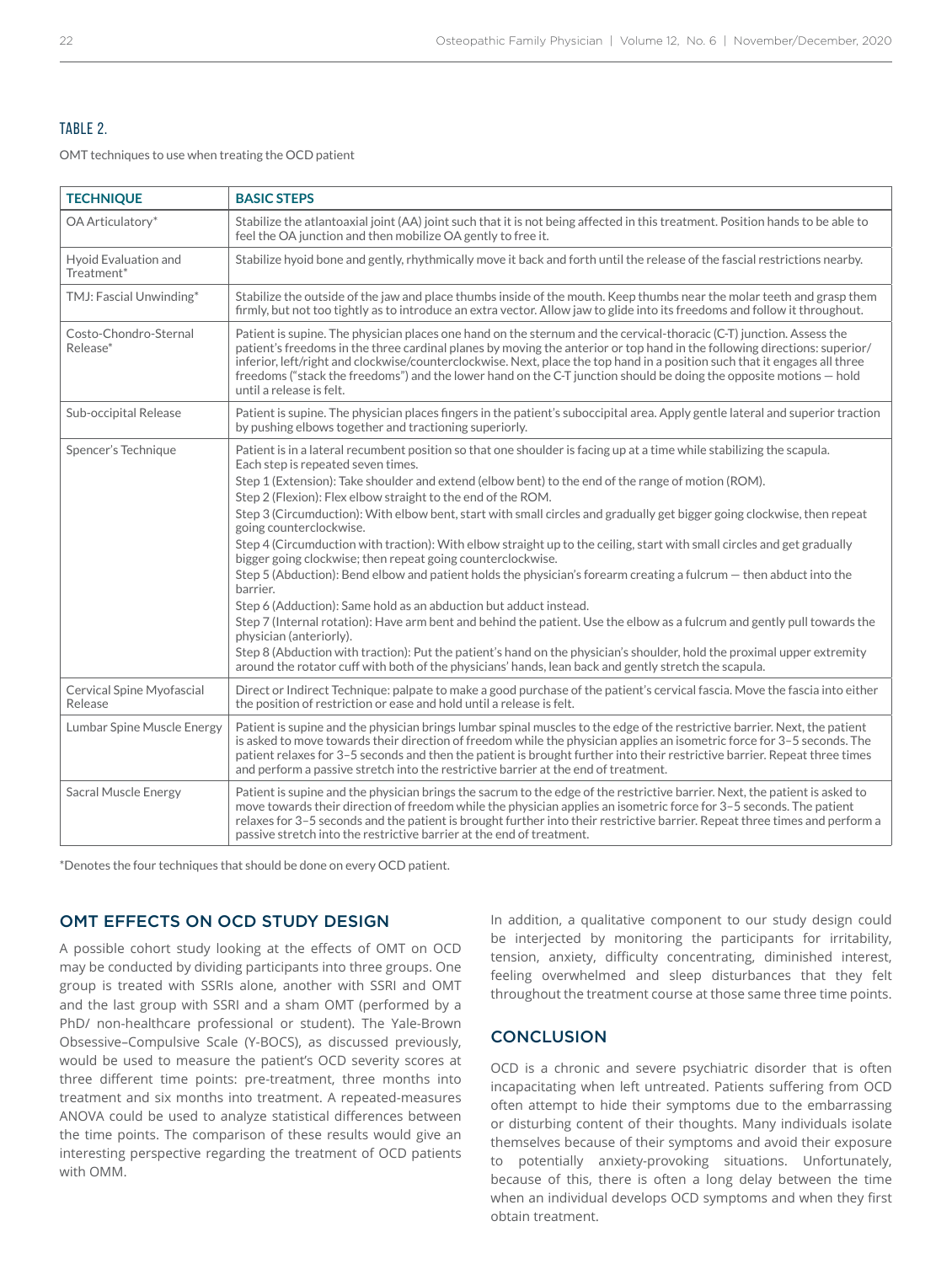## TABLE 2.

OMT techniques to use when treating the OCD patient

| TECHNIQUE | BASIC STEPS |
|---|---|
| OA Articulatory* | Stabilize the atlantoaxial joint (AA) joint such that it is not being affected in this treatment. Position hands to be able to feel the OA junction and then mobilize OA gently to free it. |
| Hyoid Evaluation and Treatment* | Stabilize hyoid bone and gently, rhythmically move it back and forth until the release of the fascial restrictions nearby. |
| TMJ: Fascial Unwinding* | Stabilize the outside of the jaw and place thumbs inside of the mouth. Keep thumbs near the molar teeth and grasp them firmly, but not too tightly as to introduce an extra vector. Allow jaw to glide into its freedoms and follow it throughout. |
| Costo-Chondro-Sternal Release* | Patient is supine. The physician places one hand on the sternum and the cervical-thoracic (C-T) junction. Assess the patient's freedoms in the three cardinal planes by moving the anterior or top hand in the following directions: superior/inferior, left/right and clockwise/counterclockwise. Next, place the top hand in a position such that it engages all three freedoms ("stack the freedoms") and the lower hand on the C-T junction should be doing the opposite motions — hold until a release is felt. |
| Sub-occipital Release | Patient is supine. The physician places fingers in the patient's suboccipital area. Apply gentle lateral and superior traction by pushing elbows together and tractioning superiorly. |
| Spencer's Technique | Patient is in a lateral recumbent position so that one shoulder is facing up at a time while stabilizing the scapula. Each step is repeated seven times.<br>Step 1 (Extension): Take shoulder and extend (elbow bent) to the end of the range of motion (ROM).<br>Step 2 (Flexion): Flex elbow straight to the end of the ROM.<br>Step 3 (Circumduction): With elbow bent, start with small circles and gradually get bigger going clockwise, then repeat going counterclockwise.<br>Step 4 (Circumduction with traction): With elbow straight up to the ceiling, start with small circles and get gradually bigger going clockwise; then repeat going counterclockwise.<br>Step 5 (Abduction): Bend elbow and patient holds the physician's forearm creating a fulcrum — then abduct into the barrier.<br>Step 6 (Adduction): Same hold as an abduction but adduct instead.<br>Step 7 (Internal rotation): Have arm bent and behind the patient. Use the elbow as a fulcrum and gently pull towards the physician (anteriorly).<br>Step 8 (Abduction with traction): Put the patient's hand on the physician's shoulder, hold the proximal upper extremity around the rotator cuff with both of the physicians' hands, lean back and gently stretch the scapula. |
| Cervical Spine Myofascial Release | Direct or Indirect Technique: palpate to make a good purchase of the patient's cervical fascia. Move the fascia into either the position of restriction or ease and hold until a release is felt. |
| Lumbar Spine Muscle Energy | Patient is supine and the physician brings lumbar spinal muscles to the edge of the restrictive barrier. Next, the patient is asked to move towards their direction of freedom while the physician applies an isometric force for 3–5 seconds. The patient relaxes for 3–5 seconds and then the patient is brought further into their restrictive barrier. Repeat three times and perform a passive stretch into the restrictive barrier at the end of treatment. |
| Sacral Muscle Energy | Patient is supine and the physician brings the sacrum to the edge of the restrictive barrier. Next, the patient is asked to move towards their direction of freedom while the physician applies an isometric force for 3–5 seconds. The patient relaxes for 3–5 seconds and the patient is brought further into their restrictive barrier. Repeat three times and perform a passive stretch into the restrictive barrier at the end of treatment. |

*Denotes the four techniques that should be done on every OCD patient.

## OMT EFFECTS ON OCD STUDY DESIGN

A possible cohort study looking at the effects of OMT on OCD may be conducted by dividing participants into three groups. One group is treated with SSRIs alone, another with SSRI and OMT and the last group with SSRI and a sham OMT (performed by a PhD/ non-healthcare professional or student). The Yale-Brown Obsessive–Compulsive Scale (Y-BOCS), as discussed previously, would be used to measure the patient's OCD severity scores at three different time points: pre-treatment, three months into treatment and six months into treatment. A repeated-measures ANOVA could be used to analyze statistical differences between the time points. The comparison of these results would give an interesting perspective regarding the treatment of OCD patients with OMM.

In addition, a qualitative component to our study design could be interjected by monitoring the participants for irritability, tension, anxiety, difficulty concentrating, diminished interest, feeling overwhelmed and sleep disturbances that they felt throughout the treatment course at those same three time points.

## CONCLUSION

OCD is a chronic and severe psychiatric disorder that is often incapacitating when left untreated. Patients suffering from OCD often attempt to hide their symptoms due to the embarrassing or disturbing content of their thoughts. Many individuals isolate themselves because of their symptoms and avoid their exposure to potentially anxiety-provoking situations. Unfortunately, because of this, there is often a long delay between the time when an individual develops OCD symptoms and when they first obtain treatment.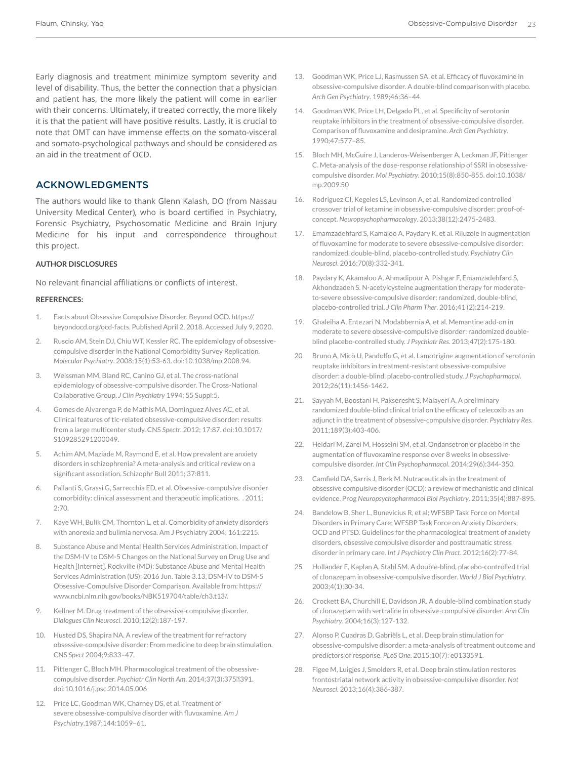Early diagnosis and treatment minimize symptom severity and level of disability. Thus, the better the connection that a physician and patient has, the more likely the patient will come in earlier with their concerns. Ultimately, if treated correctly, the more likely it is that the patient will have positive results. Lastly, it is crucial to note that OMT can have immense effects on the somato-visceral and somato-psychological pathways and should be considered as an aid in the treatment of OCD.

## ACKNOWLEDGMENTS

The authors would like to thank Glenn Kalash, DO (from Nassau University Medical Center), who is board certified in Psychiatry, Forensic Psychiatry, Psychosomatic Medicine and Brain Injury Medicine for his input and correspondence throughout this project.

### AUTHOR DISCLOSURES

No relevant financial affiliations or conflicts of interest.

### REFERENCES:

1. Facts about Obsessive Compulsive Disorder. Beyond OCD. https://beyondocd.org/ocd-facts. Published April 2, 2018. Accessed July 9, 2020.
2. Ruscio AM, Stein DJ, Chiu WT, Kessler RC. The epidemiology of obsessive-compulsive disorder in the National Comorbidity Survey Replication. *Molecular Psychiatry*. 2008;15(1):53-63. doi:10.1038/mp.2008.94.
3. Weissman MM, Bland RC, Canino GJ, et al. The cross-national epidemiology of obsessive-compulsive disorder. The Cross-National Collaborative Group. *J Clin Psychiatry* 1994; 55 Suppl:5.
4. Gomes de Alvarenga P, de Mathis MA, Dominguez Alves AC, et al. Clinical features of tic-related obsessive-compulsive disorder: results from a large multicenter study. CNS *Spectr*. 2012; 17:87. doi:10.1017/S109285291200049.
5. Achim AM, Maziade M, Raymond E, et al. How prevalent are anxiety disorders in schizophrenia? A meta-analysis and critical review on a significant association. Schizophr Bull 2011; 37:811.
6. Pallanti S, Grassi G, Sarrecchia ED, et al. Obsessive-compulsive disorder comorbidity: clinical assessment and therapeutic implications. . 2011; 2:70.
7. Kaye WH, Bulik CM, Thornton L, et al. Comorbidity of anxiety disorders with anorexia and bulimia nervosa. Am J Psychiatry 2004; 161:2215.
8. Substance Abuse and Mental Health Services Administration. Impact of the DSM-IV to DSM-5 Changes on the National Survey on Drug Use and Health [Internet]. Rockville (MD): Substance Abuse and Mental Health Services Administration (US); 2016 Jun. Table 3.13, DSM-IV to DSM-5 Obsessive-Compulsive Disorder Comparison. Available from: https://www.ncbi.nlm.nih.gov/books/NBK519704/table/ch3.t13/.
9. Kellner M. Drug treatment of the obsessive-compulsive disorder. *Dialogues Clin Neurosci*. 2010;12(2):187-197.
10. Husted DS, Shapira NA. A review of the treatment for refractory obsessive-compulsive disorder: From medicine to deep brain stimulation. CNS *Spect* 2004;9:833–47.
11. Pittenger C, Bloch MH. Pharmacological treatment of the obsessive-compulsive disorder. *Psychiatr Clin North Am*. 2014;37(3):375391. doi:10.1016/j.psc.2014.05.006
12. Price LC, Goodman WK, Charney DS, et al. Treatment of severe obsessive-compulsive disorder with fluvoxamine. *Am J Psychiatry*.1987;144:1059–61.
13. Goodman WK, Price LJ, Rasmussen SA, et al. Efficacy of fluvoxamine in obsessive-compulsive disorder. A double-blind comparison with placebo. *Arch Gen Psychiatry*. 1989;46:36–44.
14. Goodman WK, Price LH, Delgado PL, et al. Specificity of serotonin reuptake inhibitors in the treatment of obsessive-compulsive disorder. Comparison of fluvoxamine and desipramine. *Arch Gen Psychiatry*. 1990;47:577–85.
15. Bloch MH, McGuire J, Landeros-Weisenberger A, Leckman JF, Pittenger C. Meta-analysis of the dose-response relationship of SSRI in obsessive-compulsive disorder. *Mol Psychiatry*. 2010;15(8):850-855. doi:10.1038/mp.2009.50
16. Rodriguez CI, Kegeles LS, Levinson A, et al. Randomized controlled crossover trial of ketamine in obsessive-compulsive disorder: proof-of-concept. *Neuropsychopharmacology*. 2013;38(12):2475-2483.
17. Emamzadehfard S, Kamaloo A, Paydary K, et al. Riluzole in augmentation of fluvoxamine for moderate to severe obsessive-compulsive disorder: randomized, double-blind, placebo-controlled study. *Psychiatry Clin Neurosci*. 2016;70(8):332-341.
18. Paydary K, Akamaloo A, Ahmadipour A, Pishgar F, Emamzadehfard S, Akhondzadeh S. N-acetylcysteine augmentation therapy for moderate-to-severe obsessive-compulsive disorder: randomized, double-blind, placebo-controlled trial. *J Clin Pharm Ther*. 2016;41 (2):214-219.
19. Ghaleiha A, Entezari N, Modabbernia A, et al. Memantine add-on in moderate to severe obsessive-compulsive disorder: randomized double-blind placebo-controlled study. *J Psychiatr Res*. 2013;47(2):175-180.
20. Bruno A, Micò U, Pandolfo G, et al. Lamotrigine augmentation of serotonin reuptake inhibitors in treatment-resistant obsessive-compulsive disorder: a double-blind, placebo-controlled study. *J Psychopharmacol*. 2012;26(11):1456-1462.
21. Sayyah M, Boostani H, Pakseresht S, Malayeri A. A preliminary randomized double-blind clinical trial on the efficacy of celecoxib as an adjunct in the treatment of obsessive-compulsive disorder. *Psychiatry Res*. 2011;189(3):403-406.
22. Heidari M, Zarei M, Hosseini SM, et al. Ondansetron or placebo in the augmentation of fluvoxamine response over 8 weeks in obsessive-compulsive disorder. *Int Clin Psychopharmacol*. 2014;29(6):344-350.
23. Camfield DA, Sarris J, Berk M. Nutraceuticals in the treatment of obsessive compulsive disorder (OCD): a review of mechanistic and clinical evidence. Prog *Neuropsychopharmacol Biol Psychiatry*. 2011;35(4):887-895.
24. Bandelow B, Sher L, Bunevicius R, et al; WFSBP Task Force on Mental Disorders in Primary Care; WFSBP Task Force on Anxiety Disorders, OCD and PTSD. Guidelines for the pharmacological treatment of anxiety disorders, obsessive compulsive disorder and posttraumatic stress disorder in primary care. *Int J Psychiatry Clin Pract*. 2012;16(2):77-84.
25. Hollander E, Kaplan A, Stahl SM. A double-blind, placebo-controlled trial of clonazepam in obsessive-compulsive disorder. *World J Biol Psychiatry*. 2003;4(1):30-34.
26. Crockett BA, Churchill E, Davidson JR. A double-blind combination study of clonazepam with sertraline in obsessive-compulsive disorder. *Ann Clin Psychiatry*. 2004;16(3):127-132.
27. Alonso P, Cuadras D, Gabriëls L, et al. Deep brain stimulation for obsessive-compulsive disorder: a meta-analysis of treatment outcome and predictors of response. *PLoS One*. 2015;10(7): e0133591.
28. Figee M, Luigjes J, Smolders R, et al. Deep brain stimulation restores frontostriatal network activity in obsessive-compulsive disorder. *Nat Neurosci*. 2013;16(4):386-387.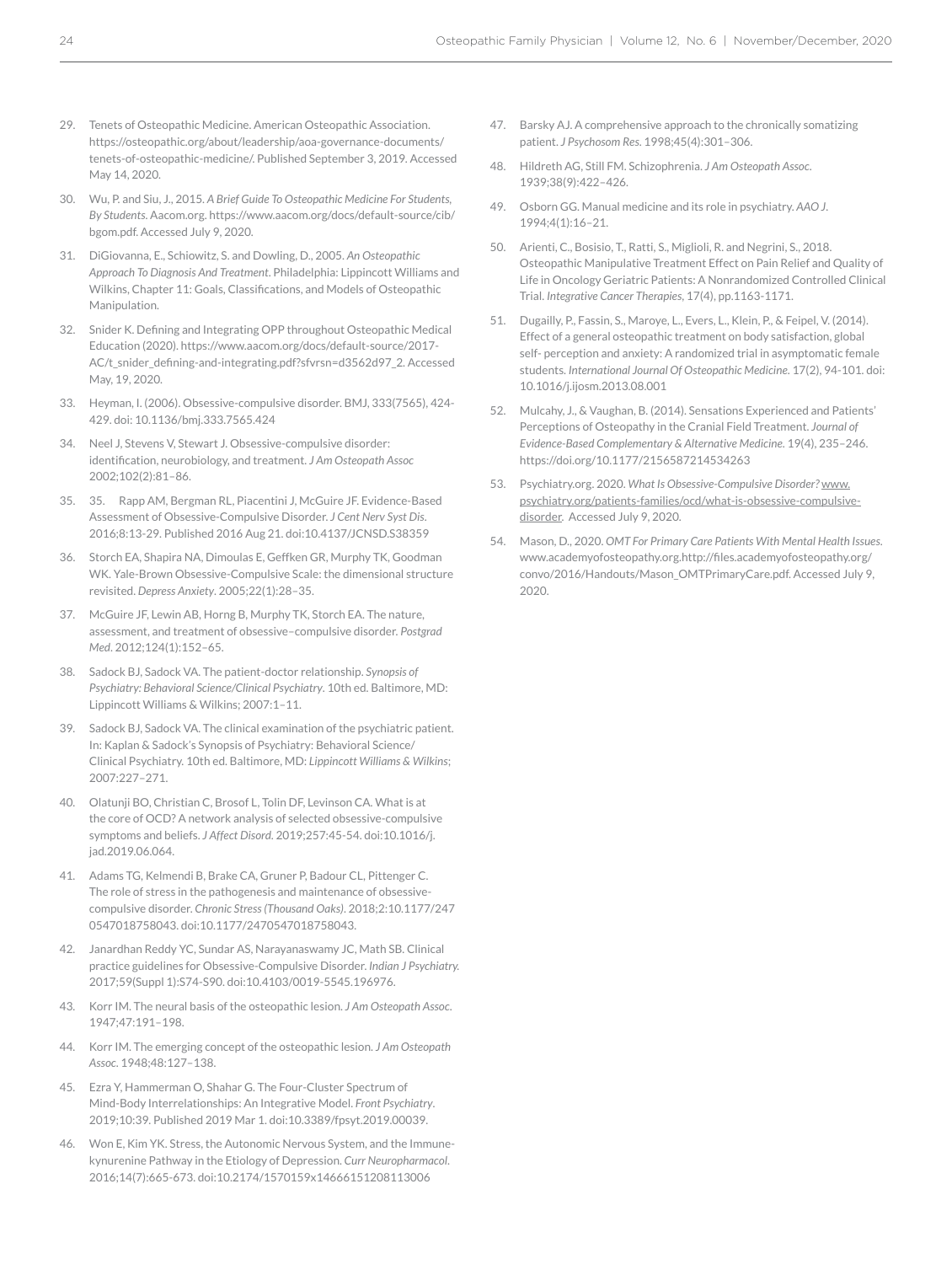29. Tenets of Osteopathic Medicine. American Osteopathic Association. https://osteopathic.org/about/leadership/aoa-governance-documents/tenets-of-osteopathic-medicine/. Published September 3, 2019. Accessed May 14, 2020.

30. Wu, P. and Siu, J., 2015. *A Brief Guide To Osteopathic Medicine For Students, By Students*. Aacom.org. https://www.aacom.org/docs/default-source/cib/bgom.pdf. Accessed July 9, 2020.

31. DiGiovanna, E., Schiowitz, S. and Dowling, D., 2005. *An Osteopathic Approach To Diagnosis And Treatment*. Philadelphia: Lippincott Williams and Wilkins, Chapter 11: Goals, Classifications, and Models of Osteopathic Manipulation.

32. Snider K. Defining and Integrating OPP throughout Osteopathic Medical Education (2020). https://www.aacom.org/docs/default-source/2017-AC/t_snider_defining-and-integrating.pdf?sfvrsn=d3562d97_2. Accessed May, 19, 2020.

33. Heyman, I. (2006). Obsessive-compulsive disorder. BMJ, 333(7565), 424-429. doi: 10.1136/bmj.333.7565.424

34. Neel J, Stevens V, Stewart J. Obsessive-compulsive disorder: identification, neurobiology, and treatment. *J Am Osteopath Assoc* 2002;102(2):81–86.

35. 35. Rapp AM, Bergman RL, Piacentini J, McGuire JF. Evidence-Based Assessment of Obsessive-Compulsive Disorder. *J Cent Nerv Syst Dis*. 2016;8:13-29. Published 2016 Aug 21. doi:10.4137/JCNSD.S38359

36. Storch EA, Shapira NA, Dimoulas E, Geffken GR, Murphy TK, Goodman WK. Yale-Brown Obsessive-Compulsive Scale: the dimensional structure revisited. *Depress Anxiety*. 2005;22(1):28–35.

37. McGuire JF, Lewin AB, Horng B, Murphy TK, Storch EA. The nature, assessment, and treatment of obsessive–compulsive disorder. *Postgrad Med*. 2012;124(1):152–65.

38. Sadock BJ, Sadock VA. The patient-doctor relationship. *Synopsis of Psychiatry: Behavioral Science/Clinical Psychiatry*. 10th ed. Baltimore, MD: Lippincott Williams & Wilkins; 2007:1–11.

39. Sadock BJ, Sadock VA. The clinical examination of the psychiatric patient. In: Kaplan & Sadock's Synopsis of Psychiatry: Behavioral Science/Clinical Psychiatry. 10th ed. Baltimore, MD: *Lippincott Williams & Wilkins*; 2007:227–271.

40. Olatunji BO, Christian C, Brosof L, Tolin DF, Levinson CA. What is at the core of OCD? A network analysis of selected obsessive-compulsive symptoms and beliefs. *J Affect Disord*. 2019;257:45-54. doi:10.1016/j.jad.2019.06.064.

41. Adams TG, Kelmendi B, Brake CA, Gruner P, Badour CL, Pittenger C. The role of stress in the pathogenesis and maintenance of obsessive-compulsive disorder. *Chronic Stress (Thousand Oaks)*. 2018;2:10.1177/2470547018758043. doi:10.1177/2470547018758043.

42. Janardhan Reddy YC, Sundar AS, Narayanaswamy JC, Math SB. Clinical practice guidelines for Obsessive-Compulsive Disorder. *Indian J Psychiatry*. 2017;59(Suppl 1):S74-S90. doi:10.4103/0019-5545.196976.

43. Korr IM. The neural basis of the osteopathic lesion. *J Am Osteopath Assoc*. 1947;47:191–198.

44. Korr IM. The emerging concept of the osteopathic lesion. *J Am Osteopath Assoc*. 1948;48:127–138.

45. Ezra Y, Hammerman O, Shahar G. The Four-Cluster Spectrum of Mind-Body Interrelationships: An Integrative Model. *Front Psychiatry*. 2019;10:39. Published 2019 Mar 1. doi:10.3389/fpsyt.2019.00039.

46. Won E, Kim YK. Stress, the Autonomic Nervous System, and the Immune-kynurenine Pathway in the Etiology of Depression. *Curr Neuropharmacol*. 2016;14(7):665-673. doi:10.2174/1570159x14666151208113006

47. Barsky AJ. A comprehensive approach to the chronically somatizing patient. *J Psychosom Res*. 1998;45(4):301–306.

48. Hildreth AG, Still FM. Schizophrenia. *J Am Osteopath Assoc*. 1939;38(9):422–426.

49. Osborn GG. Manual medicine and its role in psychiatry. *AAO J*. 1994;4(1):16–21.

50. Arienti, C., Bosisio, T., Ratti, S., Miglioli, R. and Negrini, S., 2018. Osteopathic Manipulative Treatment Effect on Pain Relief and Quality of Life in Oncology Geriatric Patients: A Nonrandomized Controlled Clinical Trial. *Integrative Cancer Therapies*, 17(4), pp.1163-1171.

51. Dugailly, P., Fassin, S., Maroye, L., Evers, L., Klein, P., & Feipel, V. (2014). Effect of a general osteopathic treatment on body satisfaction, global self- perception and anxiety: A randomized trial in asymptomatic female students. *International Journal Of Osteopathic Medicine*. 17(2), 94-101. doi: 10.1016/j.ijosm.2013.08.001

52. Mulcahy, J., & Vaughan, B. (2014). Sensations Experienced and Patients' Perceptions of Osteopathy in the Cranial Field Treatment. *Journal of Evidence-Based Complementary & Alternative Medicine*. 19(4), 235–246. https://doi.org/10.1177/2156587214534263

53. Psychiatry.org. 2020. *What Is Obsessive-Compulsive Disorder?* www.psychiatry.org/patients-families/ocd/what-is-obsessive-compulsive-disorder. Accessed July 9, 2020.

54. Mason, D., 2020. *OMT For Primary Care Patients With Mental Health Issues*. www.academyofosteopathy.org.http://files.academyofosteopathy.org/convo/2016/Handouts/Mason_OMTPrimaryCare.pdf. Accessed July 9, 2020.